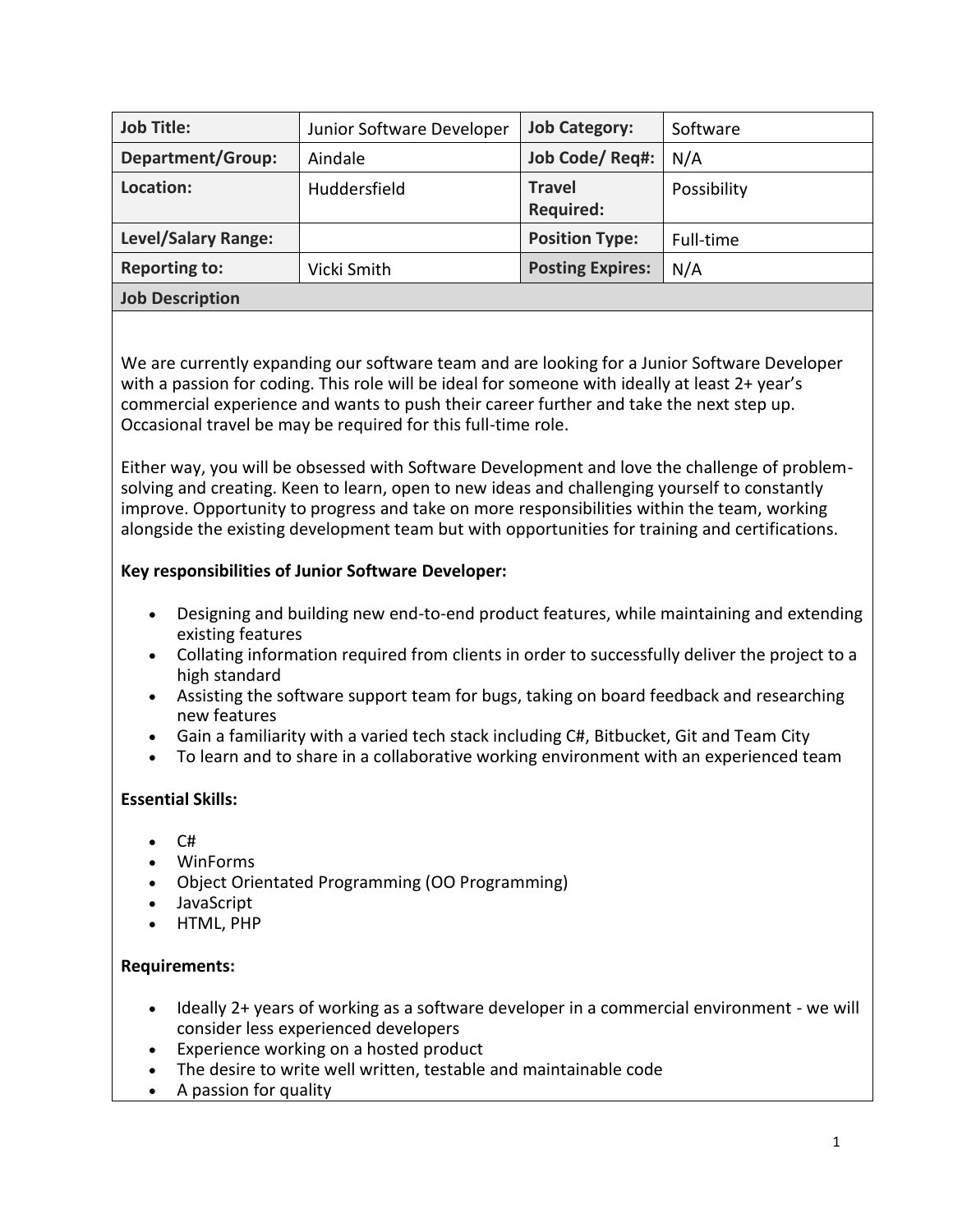| Job Title: | Junior Software Developer | Job Category: | Software |
|---|---|---|---|
| Department/Group: | Aindale | Job Code/ Req#: | N/A |
| Location: | Huddersfield | Travel Required: | Possibility |
| Level/Salary Range: | | Position Type: | Full-time |
| Reporting to: | Vicki Smith | Posting Expires: | N/A |

**Job Description**

We are currently expanding our software team and are looking for a Junior Software Developer with a passion for coding. This role will be ideal for someone with ideally at least 2+ year's commercial experience and wants to push their career further and take the next step up. Occasional travel be may be required for this full-time role.

Either way, you will be obsessed with Software Development and love the challenge of problem-solving and creating. Keen to learn, open to new ideas and challenging yourself to constantly improve. Opportunity to progress and take on more responsibilities within the team, working alongside the existing development team but with opportunities for training and certifications.

**Key responsibilities of Junior Software Developer:**

- Designing and building new end-to-end product features, while maintaining and extending existing features
- Collating information required from clients in order to successfully deliver the project to a high standard
- Assisting the software support team for bugs, taking on board feedback and researching new features
- Gain a familiarity with a varied tech stack including C#, Bitbucket, Git and Team City
- To learn and to share in a collaborative working environment with an experienced team

**Essential Skills:**

- C#
- WinForms
- Object Orientated Programming (OO Programming)
- JavaScript
- HTML, PHP

**Requirements:**

- Ideally 2+ years of working as a software developer in a commercial environment - we will consider less experienced developers
- Experience working on a hosted product
- The desire to write well written, testable and maintainable code
- A passion for quality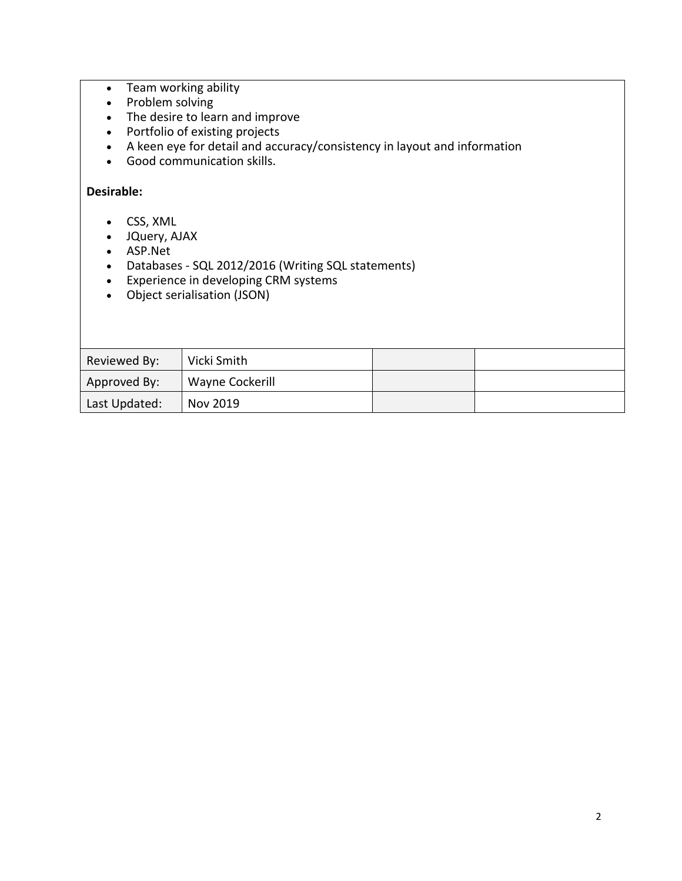- Team working ability
- Problem solving
- The desire to learn and improve
- Portfolio of existing projects
- A keen eye for detail and accuracy/consistency in layout and information
- Good communication skills.

**Desirable:**

- CSS, XML
- JQuery, AJAX
- ASP.Net
- Databases - SQL 2012/2016 (Writing SQL statements)
- Experience in developing CRM systems
- Object serialisation (JSON)

| | | | |
|---|---|---|---|
| Reviewed By: | Vicki Smith | | |
| Approved By: | Wayne Cockerill | | |
| Last Updated: | Nov 2019 | | |